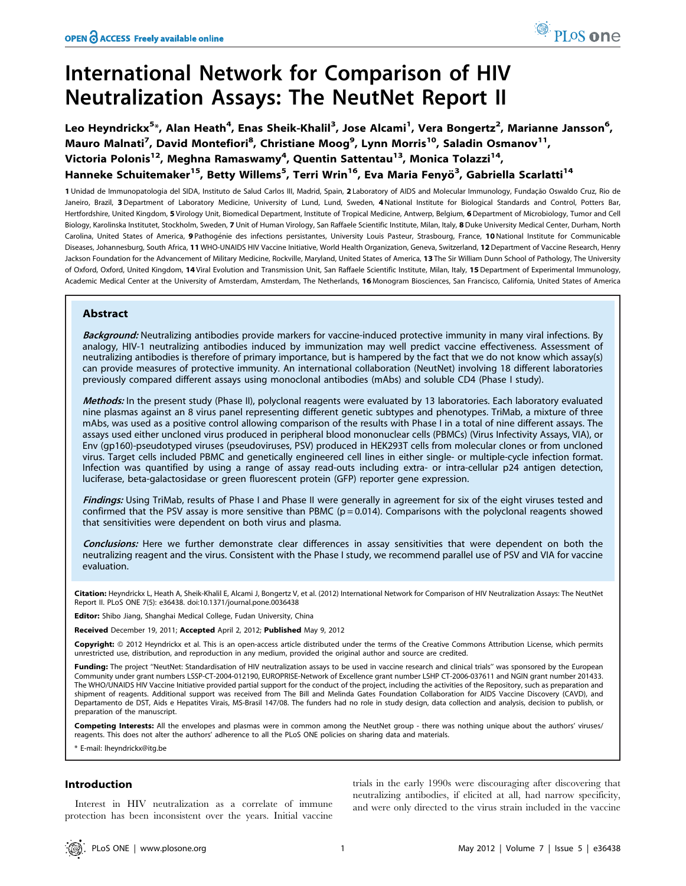# International Network for Comparison of HIV Neutralization Assays: The NeutNet Report II

**Leo Heyndrickx[5]*, Alan Heath[4], Enas Sheik-Khalil[3], Jose Alcami[1], Vera Bongertz[2], Marianne Jansson[6], Mauro Malnati[7], David Montefiori[8], Christiane Moog[9], Lynn Morris[10], Saladin Osmanov[11], Victoria Polonis[12], Meghna Ramaswamy[4], Quentin Sattentau[13], Monica Tolazzi[14], Hanneke Schuitemaker[15], Betty Willems[5], Terri Wrin[16], Eva Maria Fenyö[3], Gabriella Scarlatti[14]**

**1** Unidad de Immunopatologia del SIDA, Instituto de Salud Carlos III, Madrid, Spain, **2** Laboratory of AIDS and Molecular Immunology, Fundação Oswaldo Cruz, Rio de Janeiro, Brazil, **3** Department of Laboratory Medicine, University of Lund, Lund, Sweden, **4** National Institute for Biological Standards and Control, Potters Bar, Hertfordshire, United Kingdom, **5** Virology Unit, Biomedical Department, Institute of Tropical Medicine, Antwerp, Belgium, **6** Department of Microbiology, Tumor and Cell Biology, Karolinska Institutet, Stockholm, Sweden, **7** Unit of Human Virology, San Raffaele Scientific Institute, Milan, Italy, **8** Duke University Medical Center, Durham, North Carolina, United States of America, **9** Pathogénie des infections persistantes, University Louis Pasteur, Strasbourg, France, **10** National Institute for Communicable Diseases, Johannesburg, South Africa, **11** WHO-UNAIDS HIV Vaccine Initiative, World Health Organization, Geneva, Switzerland, **12** Department of Vaccine Research, Henry Jackson Foundation for the Advancement of Military Medicine, Rockville, Maryland, United States of America, **13** The Sir William Dunn School of Pathology, The University of Oxford, Oxford, United Kingdom, **14** Viral Evolution and Transmission Unit, San Raffaele Scientific Institute, Milan, Italy, **15** Department of Experimental Immunology, Academic Medical Center at the University of Amsterdam, Amsterdam, The Netherlands, **16** Monogram Biosciences, San Francisco, California, United States of America

## Abstract

***Background:*** Neutralizing antibodies provide markers for vaccine-induced protective immunity in many viral infections. By analogy, HIV-1 neutralizing antibodies induced by immunization may well predict vaccine effectiveness. Assessment of neutralizing antibodies is therefore of primary importance, but is hampered by the fact that we do not know which assay(s) can provide measures of protective immunity. An international collaboration (NeutNet) involving 18 different laboratories previously compared different assays using monoclonal antibodies (mAbs) and soluble CD4 (Phase I study).

***Methods:*** In the present study (Phase II), polyclonal reagents were evaluated by 13 laboratories. Each laboratory evaluated nine plasmas against an 8 virus panel representing different genetic subtypes and phenotypes. TriMab, a mixture of three mAbs, was used as a positive control allowing comparison of the results with Phase I in a total of nine different assays. The assays used either uncloned virus produced in peripheral blood mononuclear cells (PBMCs) (Virus Infectivity Assays, VIA), or Env (gp160)-pseudotyped viruses (pseudoviruses, PSV) produced in HEK293T cells from molecular clones or from uncloned virus. Target cells included PBMC and genetically engineered cell lines in either single- or multiple-cycle infection format. Infection was quantified by using a range of assay read-outs including extra- or intra-cellular p24 antigen detection, luciferase, beta-galactosidase or green fluorescent protein (GFP) reporter gene expression.

***Findings:*** Using TriMab, results of Phase I and Phase II were generally in agreement for six of the eight viruses tested and confirmed that the PSV assay is more sensitive than PBMC ($p = 0.014$). Comparisons with the polyclonal reagents showed that sensitivities were dependent on both virus and plasma.

***Conclusions:*** Here we further demonstrate clear differences in assay sensitivities that were dependent on both the neutralizing reagent and the virus. Consistent with the Phase I study, we recommend parallel use of PSV and VIA for vaccine evaluation.

**Citation:** Heyndrickx L, Heath A, Sheik-Khalil E, Alcami J, Bongertz V, et al. (2012) International Network for Comparison of HIV Neutralization Assays: The NeutNet Report II. PLoS ONE 7(5): e36438. doi:10.1371/journal.pone.0036438

**Editor:** Shibo Jiang, Shanghai Medical College, Fudan University, China

**Received** December 19, 2011; **Accepted** April 2, 2012; **Published** May 9, 2012

**Copyright:** © 2012 Heyndrickx et al. This is an open-access article distributed under the terms of the Creative Commons Attribution License, which permits unrestricted use, distribution, and reproduction in any medium, provided the original author and source are credited.

**Funding:** The project "NeutNet: Standardisation of HIV neutralization assays to be used in vaccine research and clinical trials" was sponsored by the European Community under grant numbers LSSP-CT-2004-012190, EUROPRISE-Network of Excellence grant number LSHP CT-2006-037611 and NGIN grant number 201433. The WHO/UNAIDS HIV Vaccine Initiative provided partial support for the conduct of the project, including the activities of the Repository, such as preparation and shipment of reagents. Additional support was received from The Bill and Melinda Gates Foundation Collaboration for AIDS Vaccine Discovery (CAVD), and Departamento de DST, Aids e Hepatites Virais, MS-Brasil 147/08. The funders had no role in study design, data collection and analysis, decision to publish, or preparation of the manuscript.

**Competing Interests:** All the envelopes and plasmas were in common among the NeutNet group - there was nothing unique about the authors' viruses/reagents. This does not alter the authors' adherence to all the PLoS ONE policies on sharing data and materials.

* E-mail: lheyndrickx@itg.be

## Introduction

Interest in HIV neutralization as a correlate of immune protection has been inconsistent over the years. Initial vaccine trials in the early 1990s were discouraging after discovering that neutralizing antibodies, if elicited at all, had narrow specificity, and were only directed to the virus strain included in the vaccine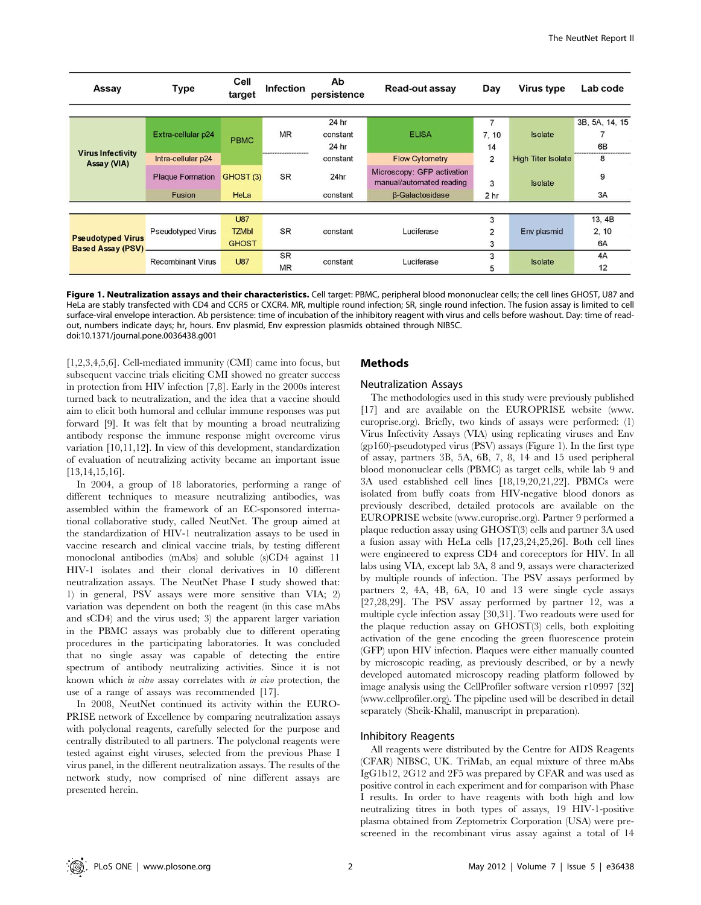| Assay | Type | Cell target | Infection | Ab persistence | Read-out assay | Day | Virus type | Lab code |
|---|---|---|---|---|---|---|---|---|
| Virus Infectivity Assay (VIA) | Extra-cellular p24 | PBMC | MR | 24 hr | ELISA | 7 | Isolate | 3B, 5A, 14, 15 |
| | | | | constant | | 7, 10 | | 7 |
| | | | | 24 hr | | 14 | | 6B |
| | Intra-cellular p24 | | | constant | Flow Cytometry | 2 | High Titer Isolate | 8 |
| | Plaque Formation | GHOST (3) | SR | 24hr | Microscopy: GFP activation manual/automated reading | 3 | Isolate | 9 |
| | Fusion | HeLa | | constant | β-Galactosidase | 2 hr | | 3A |
| Pseudotyped Virus Based Assay (PSV) | Pseudotyped Virus | U87 | SR | constant | Luciferase | 3 | Env plasmid | 13, 4B |
| | | TZMbl | | | | 2 | | 2, 10 |
| | | GHOST | | | | 3 | | 6A |
| | Recombinant Virus | U87 | SR | constant | Luciferase | 3 | Isolate | 4A |
| | | | MR | | | 5 | | 12 |

**Figure 1. Neutralization assays and their characteristics.** Cell target: PBMC, peripheral blood mononuclear cells; the cell lines GHOST, U87 and HeLa are stably transfected with CD4 and CCR5 or CXCR4. MR, multiple round infection; SR, single round infection. The fusion assay is limited to cell surface-viral envelope interaction. Ab persistence: time of incubation of the inhibitory reagent with virus and cells before washout. Day: time of read-out, numbers indicate days; hr, hours. Env plasmid, Env expression plasmids obtained through NIBSC.
doi:10.1371/journal.pone.0036438.g001

[1,2,3,4,5,6]. Cell-mediated immunity (CMI) came into focus, but subsequent vaccine trials eliciting CMI showed no greater success in protection from HIV infection [7,8]. Early in the 2000s interest turned back to neutralization, and the idea that a vaccine should aim to elicit both humoral and cellular immune responses was put forward [9]. It was felt that by mounting a broad neutralizing antibody response the immune response might overcome virus variation [10,11,12]. In view of this development, standardization of evaluation of neutralizing activity became an important issue [13,14,15,16].

In 2004, a group of 18 laboratories, performing a range of different techniques to measure neutralizing antibodies, was assembled within the framework of an EC-sponsored international collaborative study, called NeutNet. The group aimed at the standardization of HIV-1 neutralization assays to be used in vaccine research and clinical vaccine trials, by testing different monoclonal antibodies (mAbs) and soluble (s)CD4 against 11 HIV-1 isolates and their clonal derivatives in 10 different neutralization assays. The NeutNet Phase I study showed that: 1) in general, PSV assays were more sensitive than VIA; 2) variation was dependent on both the reagent (in this case mAbs and sCD4) and the virus used; 3) the apparent larger variation in the PBMC assays was probably due to different operating procedures in the participating laboratories. It was concluded that no single assay was capable of detecting the entire spectrum of antibody neutralizing activities. Since it is not known which *in vitro* assay correlates with *in vivo* protection, the use of a range of assays was recommended [17].

In 2008, NeutNet continued its activity within the EUROPRISE network of Excellence by comparing neutralization assays with polyclonal reagents, carefully selected for the purpose and centrally distributed to all partners. The polyclonal reagents were tested against eight viruses, selected from the previous Phase I virus panel, in the different neutralization assays. The results of the network study, now comprised of nine different assays are presented herein.

## Methods

### Neutralization Assays

The methodologies used in this study were previously published [17] and are available on the EUROPRISE website (www.europrise.org). Briefly, two kinds of assays were performed: (1) Virus Infectivity Assays (VIA) using replicating viruses and Env (gp160)-pseudotyped virus (PSV) assays (Figure 1). In the first type of assay, partners 3B, 5A, 6B, 7, 8, 14 and 15 used peripheral blood mononuclear cells (PBMC) as target cells, while lab 9 and 3A used established cell lines [18,19,20,21,22]. PBMCs were isolated from buffy coats from HIV-negative blood donors as previously described, detailed protocols are available on the EUROPRISE website (www.europrise.org). Partner 9 performed a plaque reduction assay using GHOST(3) cells and partner 3A used a fusion assay with HeLa cells [17,23,24,25,26]. Both cell lines were engineered to express CD4 and coreceptors for HIV. In all labs using VIA, except lab 3A, 8 and 9, assays were characterized by multiple rounds of infection. The PSV assays performed by partners 2, 4A, 4B, 6A, 10 and 13 were single cycle assays [27,28,29]. The PSV assay performed by partner 12, was a multiple cycle infection assay [30,31]. Two readouts were used for the plaque reduction assay on GHOST(3) cells, both exploiting activation of the gene encoding the green fluorescence protein (GFP) upon HIV infection. Plaques were either manually counted by microscopic reading, as previously described, or by a newly developed automated microscopy reading platform followed by image analysis using the CellProfiler software version r10997 [32] (www.cellprofiler.org). The pipeline used will be described in detail separately (Sheik-Khalil, manuscript in preparation).

### Inhibitory Reagents

All reagents were distributed by the Centre for AIDS Reagents (CFAR) NIBSC, UK. TriMab, an equal mixture of three mAbs IgG1b12, 2G12 and 2F5 was prepared by CFAR and was used as positive control in each experiment and for comparison with Phase I results. In order to have reagents with both high and low neutralizing titres in both types of assays, 19 HIV-1-positive plasma obtained from Zeptometrix Corporation (USA) were pre-screened in the recombinant virus assay against a total of 14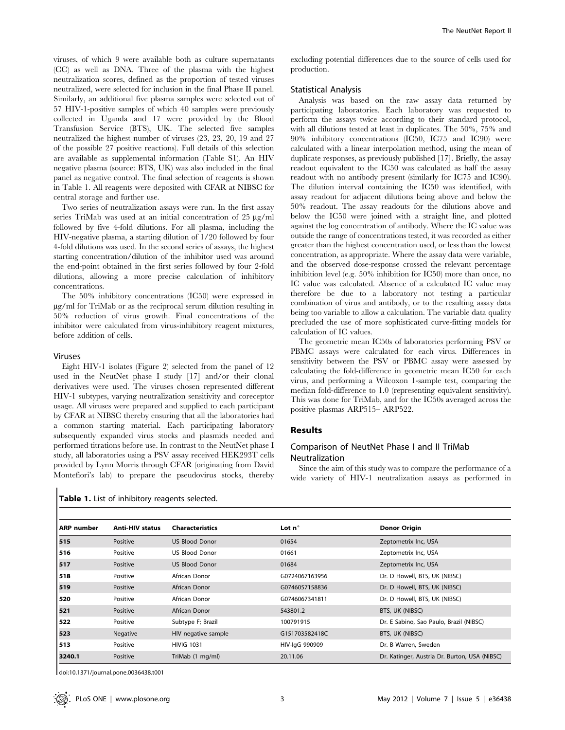viruses, of which 9 were available both as culture supernatants (CC) as well as DNA. Three of the plasma with the highest neutralization scores, defined as the proportion of tested viruses neutralized, were selected for inclusion in the final Phase II panel. Similarly, an additional five plasma samples were selected out of 57 HIV-1-positive samples of which 40 samples were previously collected in Uganda and 17 were provided by the Blood Transfusion Service (BTS), UK. The selected five samples neutralized the highest number of viruses (23, 23, 20, 19 and 27 of the possible 27 positive reactions). Full details of this selection are available as supplemental information (Table S1). An HIV negative plasma (source: BTS, UK) was also included in the final panel as negative control. The final selection of reagents is shown in Table 1. All reagents were deposited with CFAR at NIBSC for central storage and further use.

Two series of neutralization assays were run. In the first assay series TriMab was used at an initial concentration of 25 µg/ml followed by five 4-fold dilutions. For all plasma, including the HIV-negative plasma, a starting dilution of 1/20 followed by four 4-fold dilutions was used. In the second series of assays, the highest starting concentration/dilution of the inhibitor used was around the end-point obtained in the first series followed by four 2-fold dilutions, allowing a more precise calculation of inhibitory concentrations.

The 50% inhibitory concentrations (IC50) were expressed in µg/ml for TriMab or as the reciprocal serum dilution resulting in 50% reduction of virus growth. Final concentrations of the inhibitor were calculated from virus-inhibitory reagent mixtures, before addition of cells.

### Viruses

Eight HIV-1 isolates (Figure 2) selected from the panel of 12 used in the NeutNet phase I study [17] and/or their clonal derivatives were used. The viruses chosen represented different HIV-1 subtypes, varying neutralization sensitivity and coreceptor usage. All viruses were prepared and supplied to each participant by CFAR at NIBSC thereby ensuring that all the laboratories had a common starting material. Each participating laboratory subsequently expanded virus stocks and plasmids needed and performed titrations before use. In contrast to the NeutNet phase I study, all laboratories using a PSV assay received HEK293T cells provided by Lynn Morris through CFAR (originating from David Montefiori's lab) to prepare the pseudovirus stocks, thereby excluding potential differences due to the source of cells used for production.

### Statistical Analysis

Analysis was based on the raw assay data returned by participating laboratories. Each laboratory was requested to perform the assays twice according to their standard protocol, with all dilutions tested at least in duplicates. The 50%, 75% and 90% inhibitory concentrations (IC50, IC75 and IC90) were calculated with a linear interpolation method, using the mean of duplicate responses, as previously published [17]. Briefly, the assay readout equivalent to the IC50 was calculated as half the assay readout with no antibody present (similarly for IC75 and IC90). The dilution interval containing the IC50 was identified, with assay readout for adjacent dilutions being above and below the 50% readout. The assay readouts for the dilutions above and below the IC50 were joined with a straight line, and plotted against the log concentration of antibody. Where the IC value was outside the range of concentrations tested, it was recorded as either greater than the highest concentration used, or less than the lowest concentration, as appropriate. Where the assay data were variable, and the observed dose-response crossed the relevant percentage inhibition level (e.g. 50% inhibition for IC50) more than once, no IC value was calculated. Absence of a calculated IC value may therefore be due to a laboratory not testing a particular combination of virus and antibody, or to the resulting assay data being too variable to allow a calculation. The variable data quality precluded the use of more sophisticated curve-fitting models for calculation of IC values.

The geometric mean IC50s of laboratories performing PSV or PBMC assays were calculated for each virus. Differences in sensitivity between the PSV or PBMC assay were assessed by calculating the fold-difference in geometric mean IC50 for each virus, and performing a Wilcoxon 1-sample test, comparing the median fold-difference to 1.0 (representing equivalent sensitivity). This was done for TriMab, and for the IC50s averaged across the positive plasmas ARP515– ARP522.

## Results

### Comparison of NeutNet Phase I and II TriMab Neutralization

Since the aim of this study was to compare the performance of a wide variety of HIV-1 neutralization assays as performed in

**Table 1.** List of inhibitory reagents selected.

| ARP number | Anti-HIV status | Characteristics | Lot n° | Donor Origin |
|---|---|---|---|---|
| 515 | Positive | US Blood Donor | 01654 | Zeptometrix Inc, USA |
| 516 | Positive | US Blood Donor | 01661 | Zeptometrix Inc, USA |
| 517 | Positive | US Blood Donor | 01684 | Zeptometrix Inc, USA |
| 518 | Positive | African Donor | G0724067163956 | Dr. D Howell, BTS, UK (NIBSC) |
| 519 | Positive | African Donor | G0746057158836 | Dr. D Howell, BTS, UK (NIBSC) |
| 520 | Positive | African Donor | G0746067341811 | Dr. D Howell, BTS, UK (NIBSC) |
| 521 | Positive | African Donor | 543801.2 | BTS, UK (NIBSC) |
| 522 | Positive | Subtype F; Brazil | 100791915 | Dr. E Sabino, Sao Paulo, Brazil (NIBSC) |
| 523 | Negative | HIV negative sample | G151703582418C | BTS, UK (NIBSC) |
| 513 | Positive | HIVIG 1031 | HIV-IgG 990909 | Dr. B Warren, Sweden |
| 3240.1 | Positive | TriMab (1 mg/ml) | 20.11.06 | Dr. Katinger, Austria Dr. Burton, USA (NIBSC) |

doi:10.1371/journal.pone.0036438.t001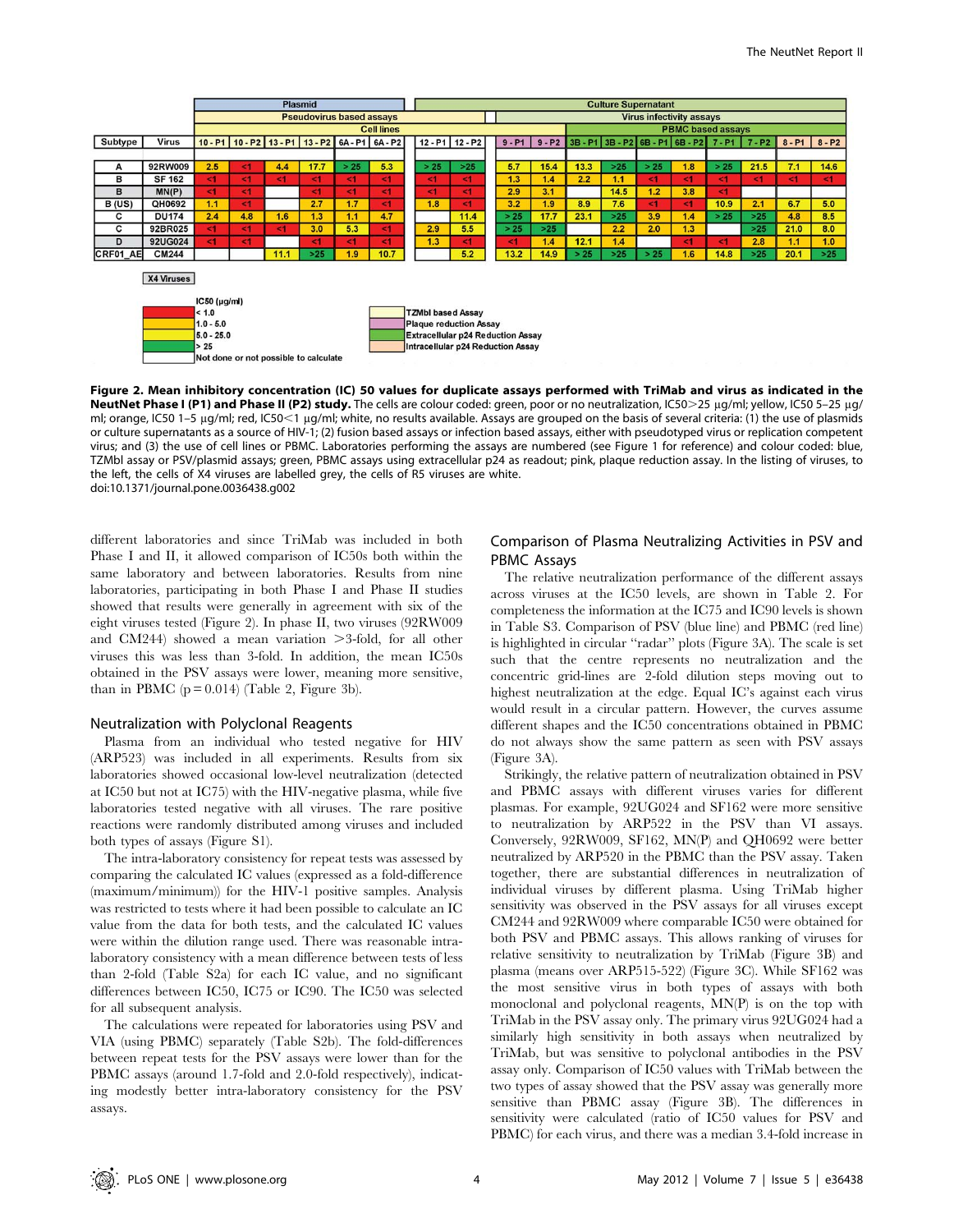| | | Plasmid | | | | | | Culture Supernatant | | | | | | | | | | | |
|---|---|---|---|---|---|---|---|---|---|---|---|---|---|---|---|---|---|---|---|
| | | Pseudovirus based assays | | | | | | | | Virus infectivity assays | | | | | | | | | |
| | | Cell lines | | | | | | | | | | PBMC based assays | | | | | | | |
| Subtype | Virus | 10 - P1 | 10 - P2 | 13 - P1 | 13 - P2 | 6A - P1 | 6A - P2 | 12 - P1 | 12 - P2 | 9 - P1 | 9 - P2 | 3B - P1 | 3B - P2 | 6B - P1 | 6B - P2 | 7 - P1 | 7 - P2 | 8 - P1 | 8 - P2 |
| A | 92RW009 | 2.5 | <1 | 4.4 | 17.7 | > 25 | 5.3 | > 25 | >25 | 5.7 | 15.4 | 13.3 | >25 | > 25 | 1.8 | > 25 | 21.5 | 7.1 | 14.6 |
| B | SF 162 | <1 | <1 | <1 | <1 | <1 | <1 | <1 | <1 | 1.3 | 1.4 | 2.2 | 1.1 | <1 | <1 | <1 | <1 | <1 | <1 |
| B | MN(P) | <1 | <1 | | <1 | <1 | <1 | <1 | <1 | 2.9 | 3.1 | | 14.5 | 1.2 | 3.8 | <1 | | | |
| B (US) | QH0692 | 1.1 | <1 | | 2.7 | 1.7 | <1 | 1.8 | <1 | 3.2 | 1.9 | 8.9 | 7.6 | <1 | <1 | 10.9 | 2.1 | 6.7 | 5.0 |
| C | DU174 | 2.4 | 4.8 | 1.6 | 1.3 | 1.1 | 4.7 | | 11.4 | > 25 | 17.7 | 23.1 | >25 | 3.9 | 1.4 | > 25 | >25 | 4.8 | 8.5 |
| C | 92BR025 | <1 | <1 | <1 | 3.0 | 5.3 | <1 | 2.9 | 5.5 | > 25 | >25 | | 2.2 | 2.0 | 1.3 | | >25 | 21.0 | 8.0 |
| D | 92UG024 | <1 | <1 | | <1 | <1 | <1 | 1.3 | <1 | <1 | 1.4 | 12.1 | 1.4 | | <1 | <1 | 2.8 | 1.1 | 1.0 |
| CRF01_AE | CM244 | | | 11.1 | >25 | 1.9 | 10.7 | | 5.2 | 13.2 | 14.9 | > 25 | >25 | > 25 | 1.6 | 14.8 | >25 | 20.1 | >25 |

X4 Viruses

IC50 (µg/ml): < 1.0; 1.0 - 5.0; 5.0 - 25.0; > 25; Not done or not possible to calculate

TZMbl based Assay; Plaque reduction Assay; Extracellular p24 Reduction Assay; Intracellular p24 Reduction Assay

**Figure 2. Mean inhibitory concentration (IC) 50 values for duplicate assays performed with TriMab and virus as indicated in the NeutNet Phase I (P1) and Phase II (P2) study.** The cells are colour coded: green, poor or no neutralization, IC50>25 µg/ml; yellow, IC50 5–25 µg/ml; orange, IC50 1–5 µg/ml; red, IC50<1 µg/ml; white, no results available. Assays are grouped on the basis of several criteria: (1) the use of plasmids or culture supernatants as a source of HIV-1; (2) fusion based assays or infection based assays, either with pseudotyped virus or replication competent virus; and (3) the use of cell lines or PBMC. Laboratories performing the assays are numbered (see Figure 1 for reference) and colour coded: blue, TZMbl assay or PSV/plasmid assays; green, PBMC assays using extracellular p24 as readout; pink, plaque reduction assay. In the listing of viruses, to the left, the cells of X4 viruses are labelled grey, the cells of R5 viruses are white.
doi:10.1371/journal.pone.0036438.g002

different laboratories and since TriMab was included in both Phase I and II, it allowed comparison of IC50s both within the same laboratory and between laboratories. Results from nine laboratories, participating in both Phase I and Phase II studies showed that results were generally in agreement with six of the eight viruses tested (Figure 2). In phase II, two viruses (92RW009 and CM244) showed a mean variation >3-fold, for all other viruses this was less than 3-fold. In addition, the mean IC50s obtained in the PSV assays were lower, meaning more sensitive, than in PBMC ($p = 0.014$) (Table 2, Figure 3b).

### Neutralization with Polyclonal Reagents

Plasma from an individual who tested negative for HIV (ARP523) was included in all experiments. Results from six laboratories showed occasional low-level neutralization (detected at IC50 but not at IC75) with the HIV-negative plasma, while five laboratories tested negative with all viruses. The rare positive reactions were randomly distributed among viruses and included both types of assays (Figure S1).

The intra-laboratory consistency for repeat tests was assessed by comparing the calculated IC values (expressed as a fold-difference (maximum/minimum)) for the HIV-1 positive samples. Analysis was restricted to tests where it had been possible to calculate an IC value from the data for both tests, and the calculated IC values were within the dilution range used. There was reasonable intra-laboratory consistency with a mean difference between tests of less than 2-fold (Table S2a) for each IC value, and no significant differences between IC50, IC75 or IC90. The IC50 was selected for all subsequent analysis.

The calculations were repeated for laboratories using PSV and VIA (using PBMC) separately (Table S2b). The fold-differences between repeat tests for the PSV assays were lower than for the PBMC assays (around 1.7-fold and 2.0-fold respectively), indicating modestly better intra-laboratory consistency for the PSV assays.

### Comparison of Plasma Neutralizing Activities in PSV and PBMC Assays

The relative neutralization performance of the different assays across viruses at the IC50 levels, are shown in Table 2. For completeness the information at the IC75 and IC90 levels is shown in Table S3. Comparison of PSV (blue line) and PBMC (red line) is highlighted in circular "radar" plots (Figure 3A). The scale is set such that the centre represents no neutralization and the concentric grid-lines are 2-fold dilution steps moving out to highest neutralization at the edge. Equal IC's against each virus would result in a circular pattern. However, the curves assume different shapes and the IC50 concentrations obtained in PBMC do not always show the same pattern as seen with PSV assays (Figure 3A).

Strikingly, the relative pattern of neutralization obtained in PSV and PBMC assays with different viruses varies for different plasmas. For example, 92UG024 and SF162 were more sensitive to neutralization by ARP522 in the PSV than VI assays. Conversely, 92RW009, SF162, MN(P) and QH0692 were better neutralized by ARP520 in the PBMC than the PSV assay. Taken together, there are substantial differences in neutralization of individual viruses by different plasma. Using TriMab higher sensitivity was observed in the PSV assays for all viruses except CM244 and 92RW009 where comparable IC50 were obtained for both PSV and PBMC assays. This allows ranking of viruses for relative sensitivity to neutralization by TriMab (Figure 3B) and plasma (means over ARP515-522) (Figure 3C). While SF162 was the most sensitive virus in both types of assays with both monoclonal and polyclonal reagents, MN(P) is on the top with TriMab in the PSV assay only. The primary virus 92UG024 had a similarly high sensitivity in both assays when neutralized by TriMab, but was sensitive to polyclonal antibodies in the PSV assay only. Comparison of IC50 values with TriMab between the two types of assay showed that the PSV assay was generally more sensitive than PBMC assay (Figure 3B). The differences in sensitivity were calculated (ratio of IC50 values for PSV and PBMC) for each virus, and there was a median 3.4-fold increase in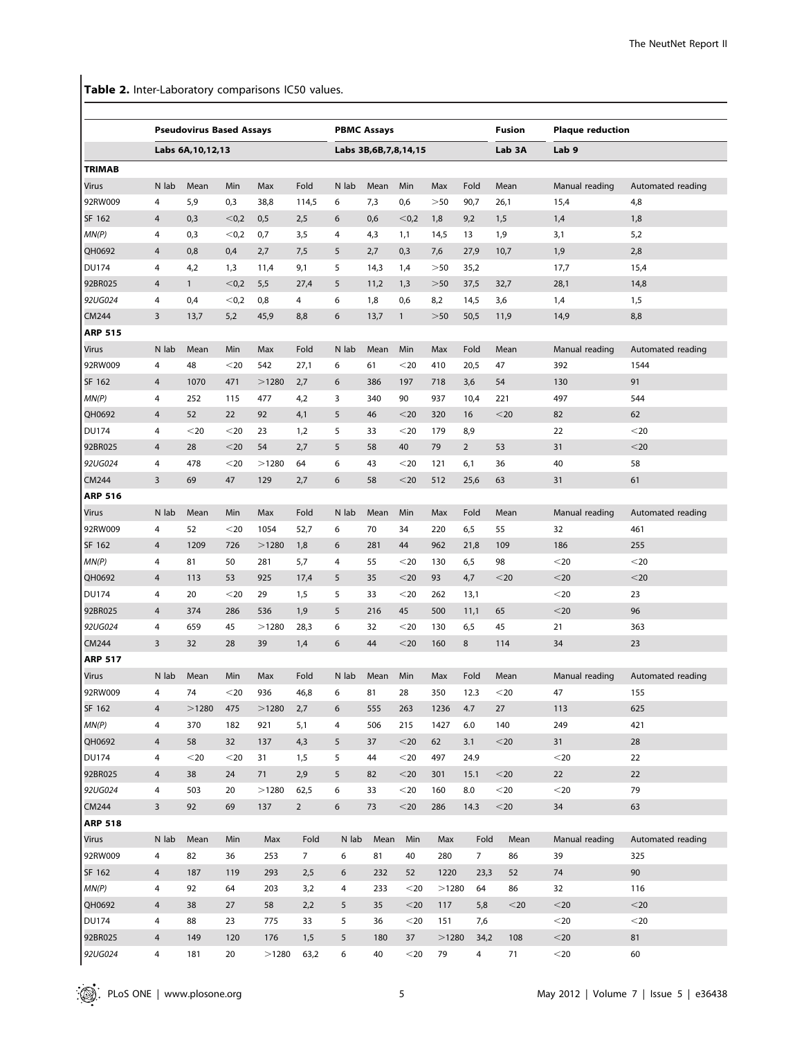**Table 2.** Inter-Laboratory comparisons IC50 values.

| | Pseudovirus Based Assays | | | | | PBMC Assays | | | | | Fusion | Plaque reduction | |
|---|---|---|---|---|---|---|---|---|---|---|---|---|---|
| | Labs 6A,10,12,13 | | | | | Labs 3B,6B,7,8,14,15 | | | | | Lab 3A | Lab 9 | |
| **TRIMAB** | | | | | | | | | | | | | |
| Virus | N lab | Mean | Min | Max | Fold | N lab | Mean | Min | Max | Fold | Mean | Manual reading | Automated reading |
| 92RW009 | 4 | 5,9 | 0,3 | 38,8 | 114,5 | 6 | 7,3 | 0,6 | >50 | 90,7 | 26,1 | 15,4 | 4,8 |
| SF 162 | 4 | 0,3 | <0,2 | 0,5 | 2,5 | 6 | 0,6 | <0,2 | 1,8 | 9,2 | 1,5 | 1,4 | 1,8 |
| *MN(P)* | 4 | 0,3 | <0,2 | 0,7 | 3,5 | 4 | 4,3 | 1,1 | 14,5 | 13 | 1,9 | 3,1 | 5,2 |
| QH0692 | 4 | 0,8 | 0,4 | 2,7 | 7,5 | 5 | 2,7 | 0,3 | 7,6 | 27,9 | 10,7 | 1,9 | 2,8 |
| DU174 | 4 | 4,2 | 1,3 | 11,4 | 9,1 | 5 | 14,3 | 1,4 | >50 | 35,2 | | 17,7 | 15,4 |
| 92BR025 | 4 | 1 | <0,2 | 5,5 | 27,4 | 5 | 11,2 | 1,3 | >50 | 37,5 | 32,7 | 28,1 | 14,8 |
| *92UG024* | 4 | 0,4 | <0,2 | 0,8 | 4 | 6 | 1,8 | 0,6 | 8,2 | 14,5 | 3,6 | 1,4 | 1,5 |
| CM244 | 3 | 13,7 | 5,2 | 45,9 | 8,8 | 6 | 13,7 | 1 | >50 | 50,5 | 11,9 | 14,9 | 8,8 |
| **ARP 515** | | | | | | | | | | | | | |
| Virus | N lab | Mean | Min | Max | Fold | N lab | Mean | Min | Max | Fold | Mean | Manual reading | Automated reading |
| 92RW009 | 4 | 48 | <20 | 542 | 27,1 | 6 | 61 | <20 | 410 | 20,5 | 47 | 392 | 1544 |
| SF 162 | 4 | 1070 | 471 | >1280 | 2,7 | 6 | 386 | 197 | 718 | 3,6 | 54 | 130 | 91 |
| *MN(P)* | 4 | 252 | 115 | 477 | 4,2 | 3 | 340 | 90 | 937 | 10,4 | 221 | 497 | 544 |
| QH0692 | 4 | 52 | 22 | 92 | 4,1 | 5 | 46 | <20 | 320 | 16 | <20 | 82 | 62 |
| DU174 | 4 | <20 | <20 | 23 | 1,2 | 5 | 33 | <20 | 179 | 8,9 | | 22 | <20 |
| 92BR025 | 4 | 28 | <20 | 54 | 2,7 | 5 | 58 | 40 | 79 | 2 | 53 | 31 | <20 |
| *92UG024* | 4 | 478 | <20 | >1280 | 64 | 6 | 43 | <20 | 121 | 6,1 | 36 | 40 | 58 |
| CM244 | 3 | 69 | 47 | 129 | 2,7 | 6 | 58 | <20 | 512 | 25,6 | 63 | 31 | 61 |
| **ARP 516** | | | | | | | | | | | | | |
| Virus | N lab | Mean | Min | Max | Fold | N lab | Mean | Min | Max | Fold | Mean | Manual reading | Automated reading |
| 92RW009 | 4 | 52 | <20 | 1054 | 52,7 | 6 | 70 | 34 | 220 | 6,5 | 55 | 32 | 461 |
| SF 162 | 4 | 1209 | 726 | >1280 | 1,8 | 6 | 281 | 44 | 962 | 21,8 | 109 | 186 | 255 |
| *MN(P)* | 4 | 81 | 50 | 281 | 5,7 | 4 | 55 | <20 | 130 | 6,5 | 98 | <20 | <20 |
| QH0692 | 4 | 113 | 53 | 925 | 17,4 | 5 | 35 | <20 | 93 | 4,7 | <20 | <20 | <20 |
| DU174 | 4 | 20 | <20 | 29 | 1,5 | 5 | 33 | <20 | 262 | 13,1 | | <20 | 23 |
| 92BR025 | 4 | 374 | 286 | 536 | 1,9 | 5 | 216 | 45 | 500 | 11,1 | 65 | <20 | 96 |
| *92UG024* | 4 | 659 | 45 | >1280 | 28,3 | 6 | 32 | <20 | 130 | 6,5 | 45 | 21 | 363 |
| CM244 | 3 | 32 | 28 | 39 | 1,4 | 6 | 44 | <20 | 160 | 8 | 114 | 34 | 23 |
| **ARP 517** | | | | | | | | | | | | | |
| Virus | N lab | Mean | Min | Max | Fold | N lab | Mean | Min | Max | Fold | Mean | Manual reading | Automated reading |
| 92RW009 | 4 | 74 | <20 | 936 | 46,8 | 6 | 81 | 28 | 350 | 12.3 | <20 | 47 | 155 |
| SF 162 | 4 | >1280 | 475 | >1280 | 2,7 | 6 | 555 | 263 | 1236 | 4.7 | 27 | 113 | 625 |
| *MN(P)* | 4 | 370 | 182 | 921 | 5,1 | 4 | 506 | 215 | 1427 | 6.0 | 140 | 249 | 421 |
| QH0692 | 4 | 58 | 32 | 137 | 4,3 | 5 | 37 | <20 | 62 | 3.1 | <20 | 31 | 28 |
| DU174 | 4 | <20 | <20 | 31 | 1,5 | 5 | 44 | <20 | 497 | 24.9 | | <20 | 22 |
| 92BR025 | 4 | 38 | 24 | 71 | 2,9 | 5 | 82 | <20 | 301 | 15.1 | <20 | 22 | 22 |
| *92UG024* | 4 | 503 | 20 | >1280 | 62,5 | 6 | 33 | <20 | 160 | 8.0 | <20 | <20 | 79 |
| CM244 | 3 | 92 | 69 | 137 | 2 | 6 | 73 | <20 | 286 | 14.3 | <20 | 34 | 63 |
| **ARP 518** | | | | | | | | | | | | | |
| Virus | N lab | Mean | Min | Max | Fold | N lab | Mean | Min | Max | Fold | Mean | Manual reading | Automated reading |
| 92RW009 | 4 | 82 | 36 | 253 | 7 | 6 | 81 | 40 | 280 | 7 | 86 | 39 | 325 |
| SF 162 | 4 | 187 | 119 | 293 | 2,5 | 6 | 232 | 52 | 1220 | 23,3 | 52 | 74 | 90 |
| *MN(P)* | 4 | 92 | 64 | 203 | 3,2 | 4 | 233 | <20 | >1280 | 64 | 86 | 32 | 116 |
| QH0692 | 4 | 38 | 27 | 58 | 2,2 | 5 | 35 | <20 | 117 | 5,8 | <20 | <20 | <20 |
| DU174 | 4 | 88 | 23 | 775 | 33 | 5 | 36 | <20 | 151 | 7,6 | | <20 | <20 |
| 92BR025 | 4 | 149 | 120 | 176 | 1,5 | 5 | 180 | 37 | >1280 | 34,2 | 108 | <20 | 81 |
| *92UG024* | 4 | 181 | 20 | >1280 | 63,2 | 6 | 40 | <20 | 79 | 4 | 71 | <20 | 60 |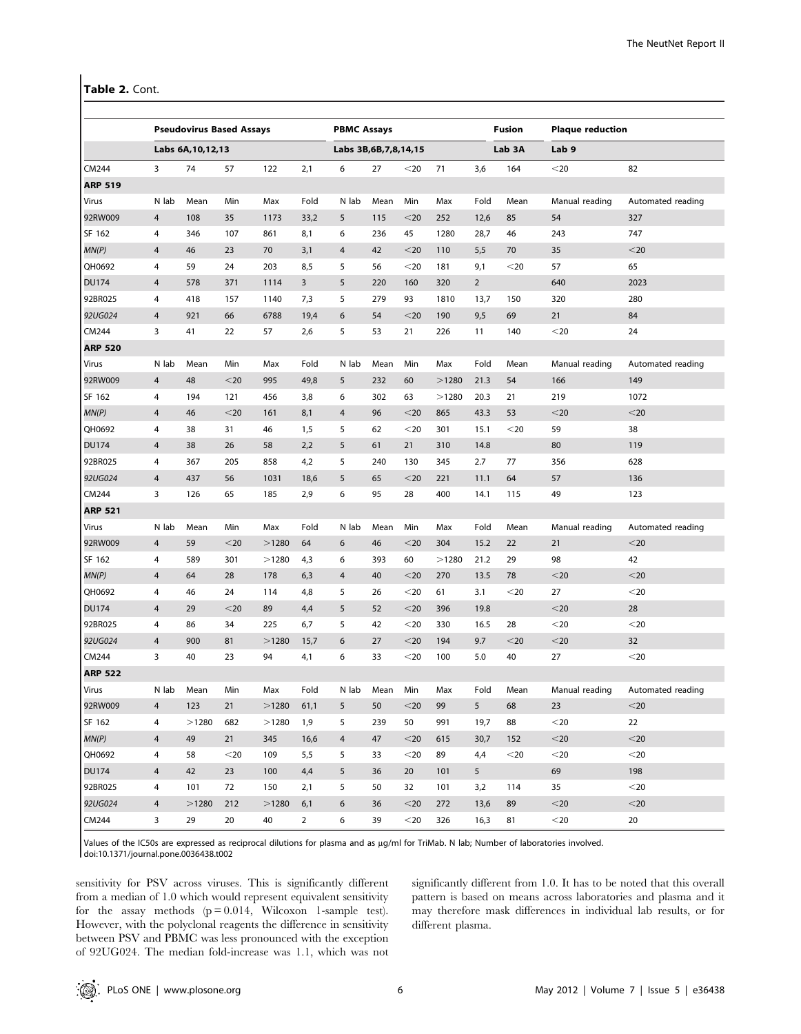**Table 2.** Cont.

| | Pseudovirus Based Assays | | | | | PBMC Assays | | | | | Fusion | Plaque reduction | |
|---|---|---|---|---|---|---|---|---|---|---|---|---|---|
| | Labs 6A,10,12,13 | | | | | Labs 3B,6B,7,8,14,15 | | | | | Lab 3A | Lab 9 | |
| CM244 | 3 | 74 | 57 | 122 | 2,1 | 6 | 27 | <20 | 71 | 3,6 | 164 | <20 | 82 |
| **ARP 519** | | | | | | | | | | | | | |
| Virus | N lab | Mean | Min | Max | Fold | N lab | Mean | Min | Max | Fold | Mean | Manual reading | Automated reading |
| 92RW009 | 4 | 108 | 35 | 1173 | 33,2 | 5 | 115 | <20 | 252 | 12,6 | 85 | 54 | 327 |
| SF 162 | 4 | 346 | 107 | 861 | 8,1 | 6 | 236 | 45 | 1280 | 28,7 | 46 | 243 | 747 |
| *MN(P)* | 4 | 46 | 23 | 70 | 3,1 | 4 | 42 | <20 | 110 | 5,5 | 70 | 35 | <20 |
| QH0692 | 4 | 59 | 24 | 203 | 8,5 | 5 | 56 | <20 | 181 | 9,1 | <20 | 57 | 65 |
| DU174 | 4 | 578 | 371 | 1114 | 3 | 5 | 220 | 160 | 320 | 2 | | 640 | 2023 |
| 92BR025 | 4 | 418 | 157 | 1140 | 7,3 | 5 | 279 | 93 | 1810 | 13,7 | 150 | 320 | 280 |
| *92UG024* | 4 | 921 | 66 | 6788 | 19,4 | 6 | 54 | <20 | 190 | 9,5 | 69 | 21 | 84 |
| CM244 | 3 | 41 | 22 | 57 | 2,6 | 5 | 53 | 21 | 226 | 11 | 140 | <20 | 24 |
| **ARP 520** | | | | | | | | | | | | | |
| Virus | N lab | Mean | Min | Max | Fold | N lab | Mean | Min | Max | Fold | Mean | Manual reading | Automated reading |
| 92RW009 | 4 | 48 | <20 | 995 | 49,8 | 5 | 232 | 60 | >1280 | 21.3 | 54 | 166 | 149 |
| SF 162 | 4 | 194 | 121 | 456 | 3,8 | 6 | 302 | 63 | >1280 | 20.3 | 21 | 219 | 1072 |
| *MN(P)* | 4 | 46 | <20 | 161 | 8,1 | 4 | 96 | <20 | 865 | 43.3 | 53 | <20 | <20 |
| QH0692 | 4 | 38 | 31 | 46 | 1,5 | 5 | 62 | <20 | 301 | 15.1 | <20 | 59 | 38 |
| DU174 | 4 | 38 | 26 | 58 | 2,2 | 5 | 61 | 21 | 310 | 14.8 | | 80 | 119 |
| 92BR025 | 4 | 367 | 205 | 858 | 4,2 | 5 | 240 | 130 | 345 | 2.7 | 77 | 356 | 628 |
| *92UG024* | 4 | 437 | 56 | 1031 | 18,6 | 5 | 65 | <20 | 221 | 11.1 | 64 | 57 | 136 |
| CM244 | 3 | 126 | 65 | 185 | 2,9 | 6 | 95 | 28 | 400 | 14.1 | 115 | 49 | 123 |
| **ARP 521** | | | | | | | | | | | | | |
| Virus | N lab | Mean | Min | Max | Fold | N lab | Mean | Min | Max | Fold | Mean | Manual reading | Automated reading |
| 92RW009 | 4 | 59 | <20 | >1280 | 64 | 6 | 46 | <20 | 304 | 15.2 | 22 | 21 | <20 |
| SF 162 | 4 | 589 | 301 | >1280 | 4,3 | 6 | 393 | 60 | >1280 | 21.2 | 29 | 98 | 42 |
| *MN(P)* | 4 | 64 | 28 | 178 | 6,3 | 4 | 40 | <20 | 270 | 13.5 | 78 | <20 | <20 |
| QH0692 | 4 | 46 | 24 | 114 | 4,8 | 5 | 26 | <20 | 61 | 3.1 | <20 | 27 | <20 |
| DU174 | 4 | 29 | <20 | 89 | 4,4 | 5 | 52 | <20 | 396 | 19.8 | | <20 | 28 |
| 92BR025 | 4 | 86 | 34 | 225 | 6,7 | 5 | 42 | <20 | 330 | 16.5 | 28 | <20 | <20 |
| *92UG024* | 4 | 900 | 81 | >1280 | 15,7 | 6 | 27 | <20 | 194 | 9.7 | <20 | <20 | 32 |
| CM244 | 3 | 40 | 23 | 94 | 4,1 | 6 | 33 | <20 | 100 | 5.0 | 40 | 27 | <20 |
| **ARP 522** | | | | | | | | | | | | | |
| Virus | N lab | Mean | Min | Max | Fold | N lab | Mean | Min | Max | Fold | Mean | Manual reading | Automated reading |
| 92RW009 | 4 | 123 | 21 | >1280 | 61,1 | 5 | 50 | <20 | 99 | 5 | 68 | 23 | <20 |
| SF 162 | 4 | >1280 | 682 | >1280 | 1,9 | 5 | 239 | 50 | 991 | 19,7 | 88 | <20 | 22 |
| *MN(P)* | 4 | 49 | 21 | 345 | 16,6 | 4 | 47 | <20 | 615 | 30,7 | 152 | <20 | <20 |
| QH0692 | 4 | 58 | <20 | 109 | 5,5 | 5 | 33 | <20 | 89 | 4,4 | <20 | <20 | <20 |
| DU174 | 4 | 42 | 23 | 100 | 4,4 | 5 | 36 | 20 | 101 | 5 | | 69 | 198 |
| 92BR025 | 4 | 101 | 72 | 150 | 2,1 | 5 | 50 | 32 | 101 | 3,2 | 114 | 35 | <20 |
| *92UG024* | 4 | >1280 | 212 | >1280 | 6,1 | 6 | 36 | <20 | 272 | 13,6 | 89 | <20 | <20 |
| CM244 | 3 | 29 | 20 | 40 | 2 | 6 | 39 | <20 | 326 | 16,3 | 81 | <20 | 20 |

Values of the IC50s are expressed as reciprocal dilutions for plasma and as μg/ml for TriMab. N lab; Number of laboratories involved.
doi:10.1371/journal.pone.0036438.t002

sensitivity for PSV across viruses. This is significantly different from a median of 1.0 which would represent equivalent sensitivity for the assay methods ($p = 0.014$, Wilcoxon 1-sample test). However, with the polyclonal reagents the difference in sensitivity between PSV and PBMC was less pronounced with the exception of 92UG024. The median fold-increase was 1.1, which was not significantly different from 1.0. It has to be noted that this overall pattern is based on means across laboratories and plasma and it may therefore mask differences in individual lab results, or for different plasma.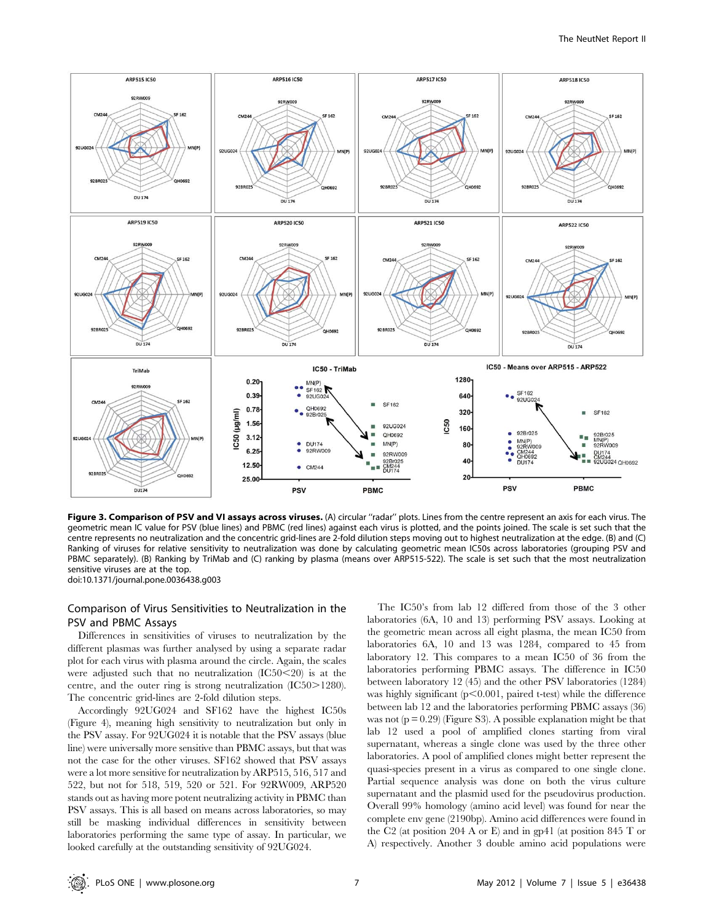**Figure 3. Comparison of PSV and VI assays across viruses.** (A) circular "radar" plots. Lines from the centre represent an axis for each virus. The geometric mean IC value for PSV (blue lines) and PBMC (red lines) against each virus is plotted, and the points joined. The scale is set such that the centre represents no neutralization and the concentric grid-lines are 2-fold dilution steps moving out to highest neutralization at the edge. (B) and (C) Ranking of viruses for relative sensitivity to neutralization was done by calculating geometric mean IC50s across laboratories (grouping PSV and PBMC separately). (B) Ranking by TriMab and (C) ranking by plasma (means over ARP515-522). The scale is set such that the most neutralization sensitive viruses are at the top.
doi:10.1371/journal.pone.0036438.g003

## Comparison of Virus Sensitivities to Neutralization in the PSV and PBMC Assays

Differences in sensitivities of viruses to neutralization by the different plasmas was further analysed by using a separate radar plot for each virus with plasma around the circle. Again, the scales were adjusted such that no neutralization (IC50<20) is at the centre, and the outer ring is strong neutralization (IC50>1280). The concentric grid-lines are 2-fold dilution steps.

Accordingly 92UG024 and SF162 have the highest IC50s (Figure 4), meaning high sensitivity to neutralization but only in the PSV assay. For 92UG024 it is notable that the PSV assays (blue line) were universally more sensitive than PBMC assays, but that was not the case for the other viruses. SF162 showed that PSV assays were a lot more sensitive for neutralization by ARP515, 516, 517 and 522, but not for 518, 519, 520 or 521. For 92RW009, ARP520 stands out as having more potent neutralizing activity in PBMC than PSV assays. This is all based on means across laboratories, so may still be masking individual differences in sensitivity between laboratories performing the same type of assay. In particular, we looked carefully at the outstanding sensitivity of 92UG024.

The IC50's from lab 12 differed from those of the 3 other laboratories (6A, 10 and 13) performing PSV assays. Looking at the geometric mean across all eight plasma, the mean IC50 from laboratories 6A, 10 and 13 was 1284, compared to 45 from laboratory 12. This compares to a mean IC50 of 36 from the laboratories performing PBMC assays. The difference in IC50 between laboratory 12 (45) and the other PSV laboratories (1284) was highly significant ($p<0.001$, paired t-test) while the difference between lab 12 and the laboratories performing PBMC assays (36) was not ($p = 0.29$) (Figure S3). A possible explanation might be that lab 12 used a pool of amplified clones starting from viral supernatant, whereas a single clone was used by the three other laboratories. A pool of amplified clones might better represent the quasi-species present in a virus as compared to one single clone. Partial sequence analysis was done on both the virus culture supernatant and the plasmid used for the pseudovirus production. Overall 99% homology (amino acid level) was found for near the complete env gene (2190bp). Amino acid differences were found in the C2 (at position 204 A or E) and in gp41 (at position 845 T or A) respectively. Another 3 double amino acid populations were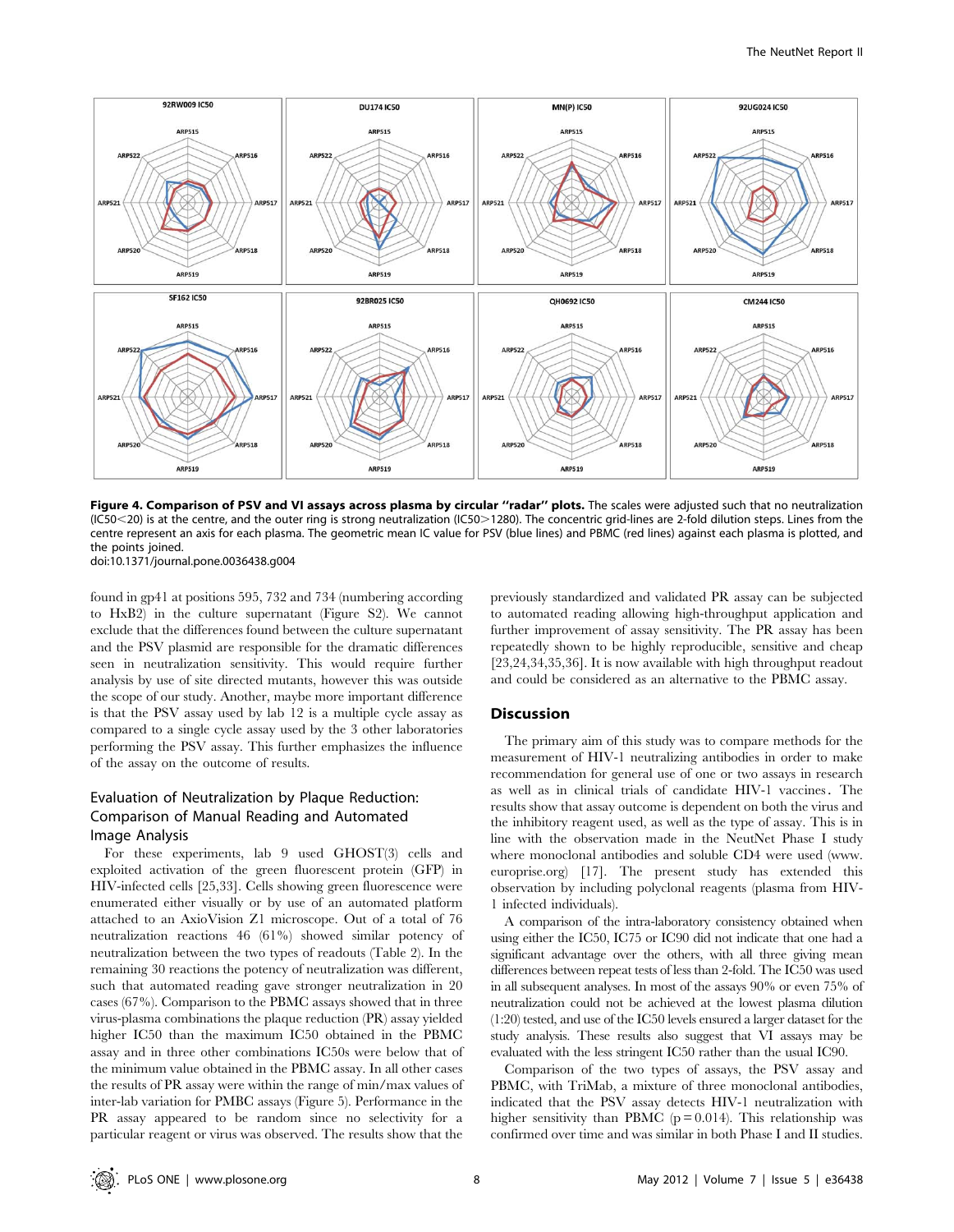**Figure 4. Comparison of PSV and VI assays across plasma by circular "radar" plots.** The scales were adjusted such that no neutralization (IC50<20) is at the centre, and the outer ring is strong neutralization (IC50>1280). The concentric grid-lines are 2-fold dilution steps. Lines from the centre represent an axis for each plasma. The geometric mean IC value for PSV (blue lines) and PBMC (red lines) against each plasma is plotted, and the points joined.

doi:10.1371/journal.pone.0036438.g004

found in gp41 at positions 595, 732 and 734 (numbering according to HxB2) in the culture supernatant (Figure S2). We cannot exclude that the differences found between the culture supernatant and the PSV plasmid are responsible for the dramatic differences seen in neutralization sensitivity. This would require further analysis by use of site directed mutants, however this was outside the scope of our study. Another, maybe more important difference is that the PSV assay used by lab 12 is a multiple cycle assay as compared to a single cycle assay used by the 3 other laboratories performing the PSV assay. This further emphasizes the influence of the assay on the outcome of results.

### Evaluation of Neutralization by Plaque Reduction: Comparison of Manual Reading and Automated Image Analysis

For these experiments, lab 9 used GHOST(3) cells and exploited activation of the green fluorescent protein (GFP) in HIV-infected cells [25,33]. Cells showing green fluorescence were enumerated either visually or by use of an automated platform attached to an AxioVision Z1 microscope. Out of a total of 76 neutralization reactions 46 (61%) showed similar potency of neutralization between the two types of readouts (Table 2). In the remaining 30 reactions the potency of neutralization was different, such that automated reading gave stronger neutralization in 20 cases (67%). Comparison to the PBMC assays showed that in three virus-plasma combinations the plaque reduction (PR) assay yielded higher IC50 than the maximum IC50 obtained in the PBMC assay and in three other combinations IC50s were below that of the minimum value obtained in the PBMC assay. In all other cases the results of PR assay were within the range of min/max values of inter-lab variation for PMBC assays (Figure 5). Performance in the PR assay appeared to be random since no selectivity for a particular reagent or virus was observed. The results show that the previously standardized and validated PR assay can be subjected to automated reading allowing high-throughput application and further improvement of assay sensitivity. The PR assay has been repeatedly shown to be highly reproducible, sensitive and cheap [23,24,34,35,36]. It is now available with high throughput readout and could be considered as an alternative to the PBMC assay.

## Discussion

The primary aim of this study was to compare methods for the measurement of HIV-1 neutralizing antibodies in order to make recommendation for general use of one or two assays in research as well as in clinical trials of candidate HIV-1 vaccines. The results show that assay outcome is dependent on both the virus and the inhibitory reagent used, as well as the type of assay. This is in line with the observation made in the NeutNet Phase I study where monoclonal antibodies and soluble CD4 were used (www.europrise.org) [17]. The present study has extended this observation by including polyclonal reagents (plasma from HIV-1 infected individuals).

A comparison of the intra-laboratory consistency obtained when using either the IC50, IC75 or IC90 did not indicate that one had a significant advantage over the others, with all three giving mean differences between repeat tests of less than 2-fold. The IC50 was used in all subsequent analyses. In most of the assays 90% or even 75% of neutralization could not be achieved at the lowest plasma dilution (1:20) tested, and use of the IC50 levels ensured a larger dataset for the study analysis. These results also suggest that VI assays may be evaluated with the less stringent IC50 rather than the usual IC90.

Comparison of the two types of assays, the PSV assay and PBMC, with TriMab, a mixture of three monoclonal antibodies, indicated that the PSV assay detects HIV-1 neutralization with higher sensitivity than PBMC ($p = 0.014$). This relationship was confirmed over time and was similar in both Phase I and II studies.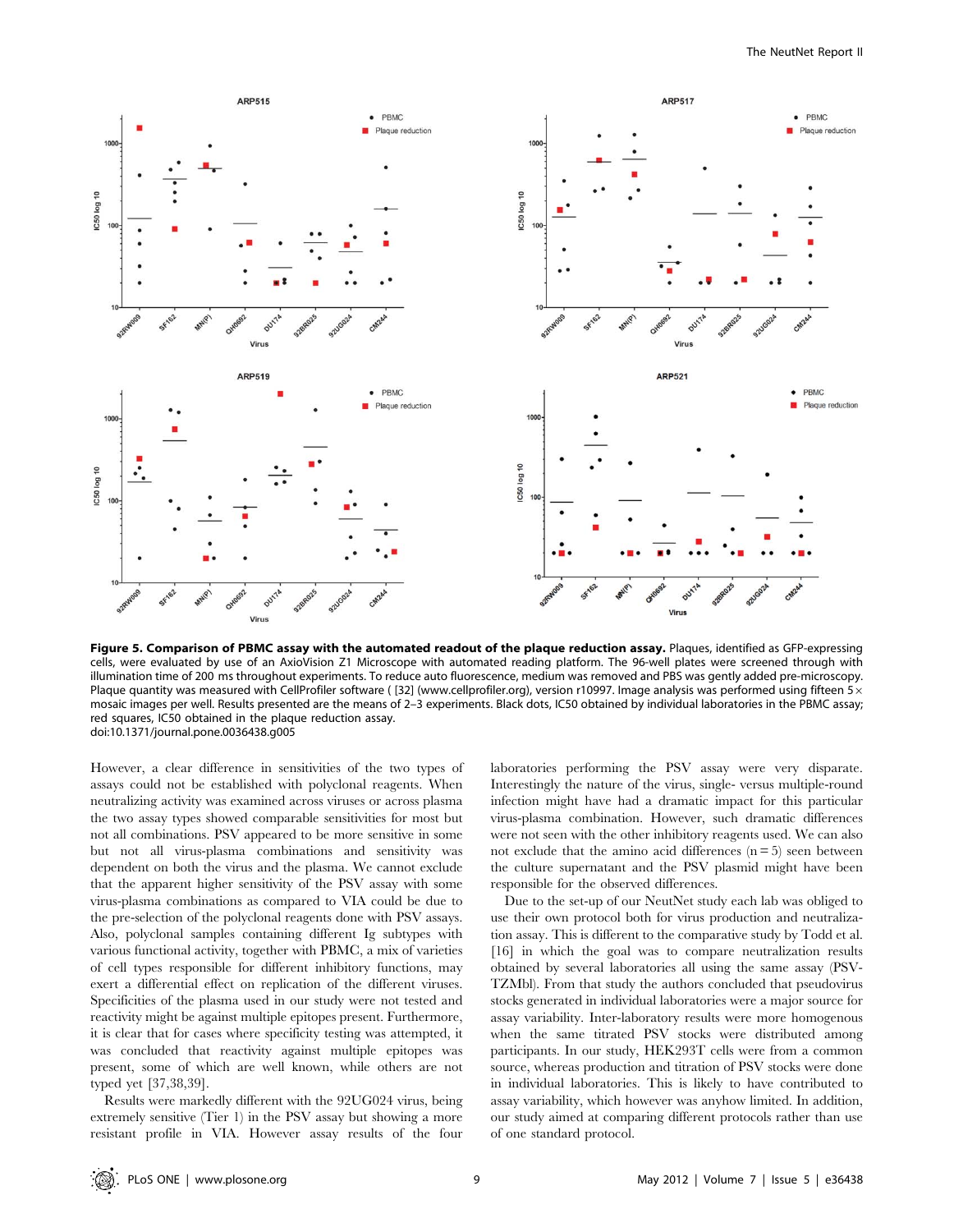**Figure 5. Comparison of PBMC assay with the automated readout of the plaque reduction assay.** Plaques, identified as GFP-expressing cells, were evaluated by use of an AxioVision Z1 Microscope with automated reading platform. The 96-well plates were screened through with illumination time of 200 ms throughout experiments. To reduce auto fluorescence, medium was removed and PBS was gently added pre-microscopy. Plaque quantity was measured with CellProfiler software ( [32] (www.cellprofiler.org), version r10997. Image analysis was performed using fifteen 5× mosaic images per well. Results presented are the means of 2–3 experiments. Black dots, IC50 obtained by individual laboratories in the PBMC assay; red squares, IC50 obtained in the plaque reduction assay.
doi:10.1371/journal.pone.0036438.g005

However, a clear difference in sensitivities of the two types of assays could not be established with polyclonal reagents. When neutralizing activity was examined across viruses or across plasma the two assay types showed comparable sensitivities for most but not all combinations. PSV appeared to be more sensitive in some but not all virus-plasma combinations and sensitivity was dependent on both the virus and the plasma. We cannot exclude that the apparent higher sensitivity of the PSV assay with some virus-plasma combinations as compared to VIA could be due to the pre-selection of the polyclonal reagents done with PSV assays. Also, polyclonal samples containing different Ig subtypes with various functional activity, together with PBMC, a mix of varieties of cell types responsible for different inhibitory functions, may exert a differential effect on replication of the different viruses. Specificities of the plasma used in our study were not tested and reactivity might be against multiple epitopes present. Furthermore, it is clear that for cases where specificity testing was attempted, it was concluded that reactivity against multiple epitopes was present, some of which are well known, while others are not typed yet [37,38,39].

Results were markedly different with the 92UG024 virus, being extremely sensitive (Tier 1) in the PSV assay but showing a more resistant profile in VIA. However assay results of the four laboratories performing the PSV assay were very disparate. Interestingly the nature of the virus, single- versus multiple-round infection might have had a dramatic impact for this particular virus-plasma combination. However, such dramatic differences were not seen with the other inhibitory reagents used. We can also not exclude that the amino acid differences (n = 5) seen between the culture supernatant and the PSV plasmid might have been responsible for the observed differences.

Due to the set-up of our NeutNet study each lab was obliged to use their own protocol both for virus production and neutralization assay. This is different to the comparative study by Todd et al. [16] in which the goal was to compare neutralization results obtained by several laboratories all using the same assay (PSV-TZMbl). From that study the authors concluded that pseudovirus stocks generated in individual laboratories were a major source for assay variability. Inter-laboratory results were more homogenous when the same titrated PSV stocks were distributed among participants. In our study, HEK293T cells were from a common source, whereas production and titration of PSV stocks were done in individual laboratories. This is likely to have contributed to assay variability, which however was anyhow limited. In addition, our study aimed at comparing different protocols rather than use of one standard protocol.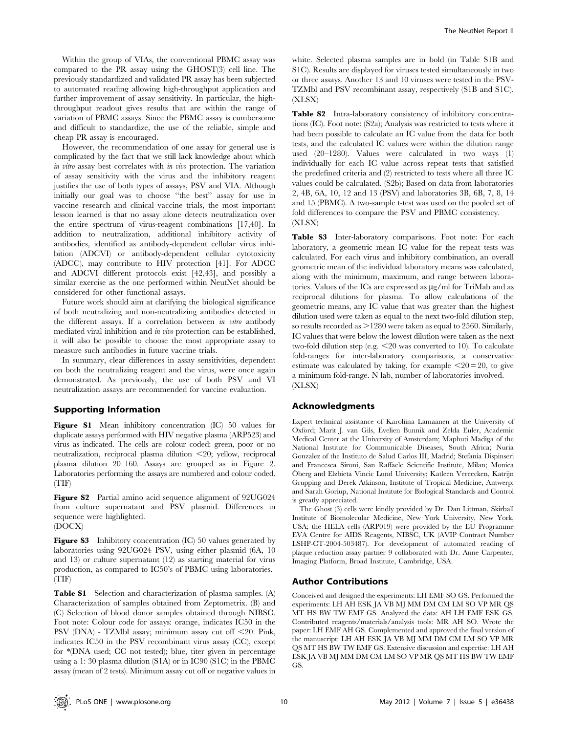Within the group of VIAs, the conventional PBMC assay was compared to the PR assay using the GHOST(3) cell line. The previously standardized and validated PR assay has been subjected to automated reading allowing high-throughput application and further improvement of assay sensitivity. In particular, the high-throughput readout gives results that are within the range of variation of PBMC assays. Since the PBMC assay is cumbersome and difficult to standardize, the use of the reliable, simple and cheap PR assay is encouraged.

However, the recommendation of one assay for general use is complicated by the fact that we still lack knowledge about which *in vitro* assay best correlates with *in vivo* protection. The variation of assay sensitivity with the virus and the inhibitory reagent justifies the use of both types of assays, PSV and VIA. Although initially our goal was to choose "the best" assay for use in vaccine research and clinical vaccine trials, the most important lesson learned is that no assay alone detects neutralization over the entire spectrum of virus-reagent combinations [17,40]. In addition to neutralization, additional inhibitory activity of antibodies, identified as antibody-dependent cellular virus inhibition (ADCVI) or antibody-dependent cellular cytotoxicity (ADCC), may contribute to HIV protection [41]. For ADCC and ADCVI different protocols exist [42,43], and possibly a similar exercise as the one performed within NeutNet should be considered for other functional assays.

Future work should aim at clarifying the biological significance of both neutralizing and non-neutralizing antibodies detected in the different assays. If a correlation between *in vitro* antibody mediated viral inhibition and *in vivo* protection can be established, it will also be possible to choose the most appropriate assay to measure such antibodies in future vaccine trials.

In summary, clear differences in assay sensitivities, dependent on both the neutralizing reagent and the virus, were once again demonstrated. As previously, the use of both PSV and VI neutralization assays are recommended for vaccine evaluation.

## Supporting Information

**Figure S1** Mean inhibitory concentration (IC) 50 values for duplicate assays performed with HIV negative plasma (ARP523) and virus as indicated. The cells are colour coded: green, poor or no neutralization, reciprocal plasma dilution <20; yellow, reciprocal plasma dilution 20–160. Assays are grouped as in Figure 2. Laboratories performing the assays are numbered and colour coded. (TIF)

**Figure S2** Partial amino acid sequence alignment of 92UG024 from culture supernatant and PSV plasmid. Differences in sequence were highlighted. (DOCX)

**Figure S3** Inhibitory concentration (IC) 50 values generated by laboratories using 92UG024 PSV, using either plasmid (6A, 10 and 13) or culture supernatant (12) as starting material for virus production, as compared to IC50's of PBMC using laboratories. (TIF)

**Table S1** Selection and characterization of plasma samples. (A) Characterization of samples obtained from Zeptometrix. (B) and (C) Selection of blood donor samples obtained through NIBSC. Foot note: Colour code for assays: orange, indicates IC50 in the PSV (DNA) - TZMbl assay; minimum assay cut off <20. Pink, indicates IC50 in the PSV recombinant virus assay (CC), except for *(DNA used; CC not tested); blue, titer given in percentage using a 1: 30 plasma dilution (S1A) or in IC90 (S1C) in the PBMC assay (mean of 2 tests). Minimum assay cut off or negative values in white. Selected plasma samples are in bold (in Table S1B and S1C). Results are displayed for viruses tested simultaneously in two or three assays. Another 13 and 10 viruses were tested in the PSV-TZMbl and PSV recombinant assay, respectively (S1B and S1C). (XLSX)

**Table S2** Intra-laboratory consistency of inhibitory concentrations (IC). Foot note: (S2a); Analysis was restricted to tests where it had been possible to calculate an IC value from the data for both tests, and the calculated IC values were within the dilution range used (20–1280). Values were calculated in two ways (1) individually for each IC value across repeat tests that satisfied the predefined criteria and (2) restricted to tests where all three IC values could be calculated. (S2b); Based on data from laboratories 2, 4B, 6A, 10, 12 and 13 (PSV) and laboratories 3B, 6B, 7, 8, 14 and 15 (PBMC). A two-sample t-test was used on the pooled set of fold differences to compare the PSV and PBMC consistency. (XLSX)

**Table S3** Inter-laboratory comparisons. Foot note: For each laboratory, a geometric mean IC value for the repeat tests was calculated. For each virus and inhibitory combination, an overall geometric mean of the individual laboratory means was calculated, along with the minimum, maximum, and range between laboratories. Values of the ICs are expressed as μg/ml for TriMab and as reciprocal dilutions for plasma. To allow calculations of the geometric means, any IC value that was greater than the highest dilution used were taken as equal to the next two-fold dilution step, so results recorded as >1280 were taken as equal to 2560. Similarly, IC values that were below the lowest dilution were taken as the next two-fold dilution step (e.g. <20 was converted to 10). To calculate fold-ranges for inter-laboratory comparisons, a conservative estimate was calculated by taking, for example <20 = 20, to give a minimum fold-range. N lab, number of laboratories involved. (XLSX)

## Acknowledgments

Expert technical assistance of Karoliina Lamaanen at the University of Oxford; Marit J. van Gils, Evelien Bunnik and Zelda Euler, Academic Medical Center at the University of Amsterdam; Maphuti Madiga of the National Institute for Communicable Diseases, South Africa; Nuria Gonzalez of the Instituto de Salud Carlos III, Madrid; Stefania Dispinseri and Francesca Sironi, San Raffaele Scientific Institute, Milan; Monica Öberg and Elzbieta Vincic Lund University; Katleen Vereecken, Katrijn Grupping and Derek Atkinson, Institute of Tropical Medicine, Antwerp; and Sarah Goriup, National Institute for Biological Standards and Control is greatly appreciated.

The Ghost (3) cells were kindly provided by Dr. Dan Littman, Skirball Institute of Biomolecular Medicine, New York University, New York, USA; the HELA cells (ARP019) were provided by the EU Programme EVA Centre for AIDS Reagents, NIBSC, UK (AVIP Contract Number LSHP-CT-2004-503487). For development of automated reading of plaque reduction assay partner 9 collaborated with Dr. Anne Carpenter, Imaging Platform, Broad Institute, Cambridge, USA.

## Author Contributions

Conceived and designed the experiments: LH EMF SO GS. Performed the experiments: LH AH ESK JA VB MJ MM DM CM LM SO VP MR QS MT HS BW TW EMF GS. Analyzed the data: AH LH EMF ESK GS. Contributed reagents/materials/analysis tools: MR AH SO. Wrote the paper: LH EMF AH GS. Complemented and approved the final version of the manuscript: LH AH ESK JA VB MJ MM DM CM LM SO VP MR QS MT HS BW TW EMF GS. Extensive discussion and expertise: LH AH ESK JA VB MJ MM DM CM LM SO VP MR QS MT HS BW TW EMF GS.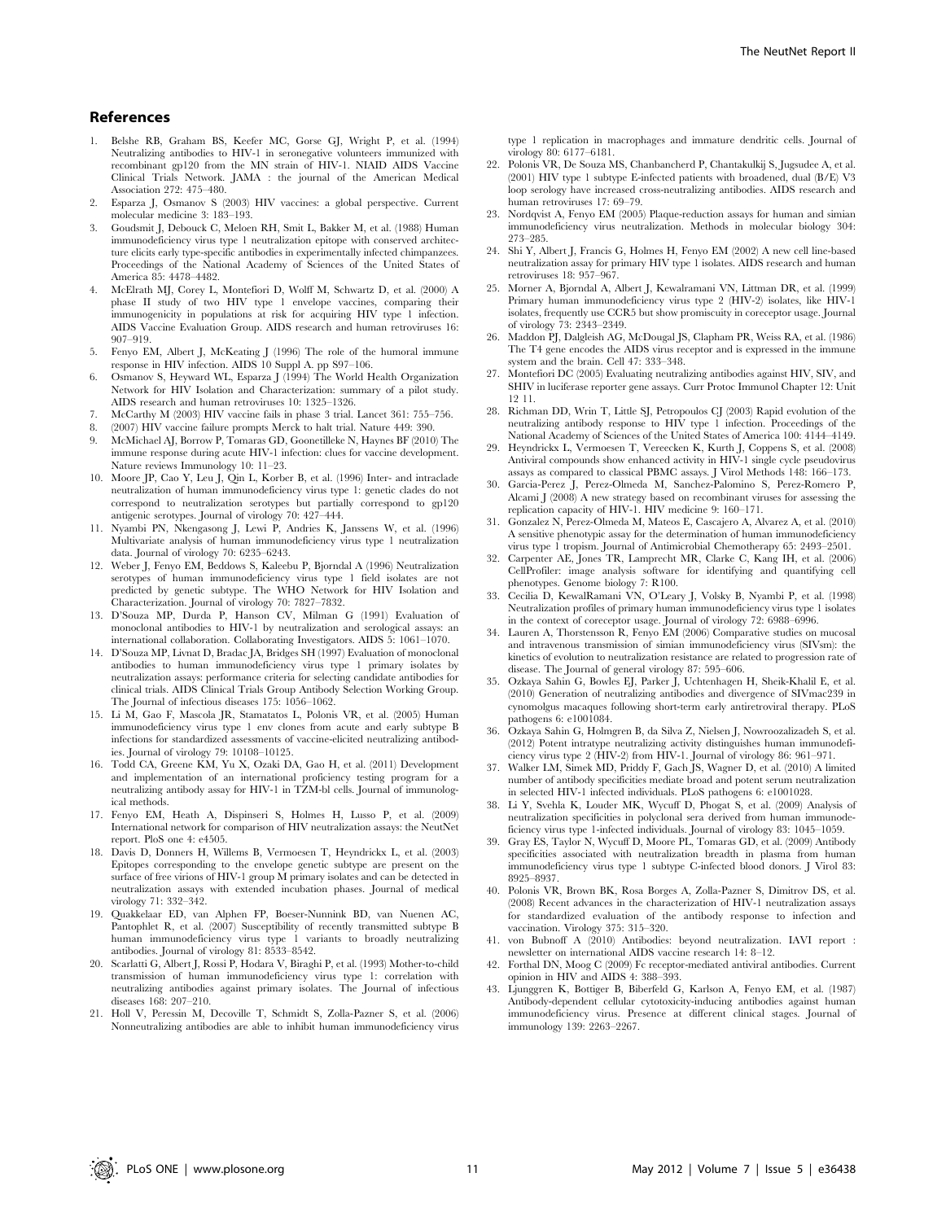## References

1. Belshe RB, Graham BS, Keefer MC, Gorse GJ, Wright P, et al. (1994) Neutralizing antibodies to HIV-1 in seronegative volunteers immunized with recombinant gp120 from the MN strain of HIV-1. NIAID AIDS Vaccine Clinical Trials Network. JAMA : the journal of the American Medical Association 272: 475–480.
2. Esparza J, Osmanov S (2003) HIV vaccines: a global perspective. Current molecular medicine 3: 183–193.
3. Goudsmit J, Debouck C, Meloen RH, Smit L, Bakker M, et al. (1988) Human immunodeficiency virus type 1 neutralization epitope with conserved architecture elicits early type-specific antibodies in experimentally infected chimpanzees. Proceedings of the National Academy of Sciences of the United States of America 85: 4478–4482.
4. McElrath MJ, Corey L, Montefiori D, Wolff M, Schwartz D, et al. (2000) A phase II study of two HIV type 1 envelope vaccines, comparing their immunogenicity in populations at risk for acquiring HIV type 1 infection. AIDS Vaccine Evaluation Group. AIDS research and human retroviruses 16: 907–919.
5. Fenyo EM, Albert J, McKeating J (1996) The role of the humoral immune response in HIV infection. AIDS 10 Suppl A. pp S97–106.
6. Osmanov S, Heyward WL, Esparza J (1994) The World Health Organization Network for HIV Isolation and Characterization: summary of a pilot study. AIDS research and human retroviruses 10: 1325–1326.
7. McCarthy M (2003) HIV vaccine fails in phase 3 trial. Lancet 361: 755–756.
8. (2007) HIV vaccine failure prompts Merck to halt trial. Nature 449: 390.
9. McMichael AJ, Borrow P, Tomaras GD, Goonetilleke N, Haynes BF (2010) The immune response during acute HIV-1 infection: clues for vaccine development. Nature reviews Immunology 10: 11–23.
10. Moore JP, Cao Y, Leu J, Qin L, Korber B, et al. (1996) Inter- and intraclade neutralization of human immunodeficiency virus type 1: genetic clades do not correspond to neutralization serotypes but partially correspond to gp120 antigenic serotypes. Journal of virology 70: 427–444.
11. Nyambi PN, Nkengasong J, Lewi P, Andries K, Janssens W, et al. (1996) Multivariate analysis of human immunodeficiency virus type 1 neutralization data. Journal of virology 70: 6235–6243.
12. Weber J, Fenyo EM, Beddows S, Kaleebu P, Bjorndal A (1996) Neutralization serotypes of human immunodeficiency virus type 1 field isolates are not predicted by genetic subtype. The WHO Network for HIV Isolation and Characterization. Journal of virology 70: 7827–7832.
13. D'Souza MP, Durda P, Hanson CV, Milman G (1991) Evaluation of monoclonal antibodies to HIV-1 by neutralization and serological assays: an international collaboration. Collaborating Investigators. AIDS 5: 1061–1070.
14. D'Souza MP, Livnat D, Bradac JA, Bridges SH (1997) Evaluation of monoclonal antibodies to human immunodeficiency virus type 1 primary isolates by neutralization assays: performance criteria for selecting candidate antibodies for clinical trials. AIDS Clinical Trials Group Antibody Selection Working Group. The Journal of infectious diseases 175: 1056–1062.
15. Li M, Gao F, Mascola JR, Stamatatos L, Polonis VR, et al. (2005) Human immunodeficiency virus type 1 env clones from acute and early subtype B infections for standardized assessments of vaccine-elicited neutralizing antibodies. Journal of virology 79: 10108–10125.
16. Todd CA, Greene KM, Yu X, Ozaki DA, Gao H, et al. (2011) Development and implementation of an international proficiency testing program for a neutralizing antibody assay for HIV-1 in TZM-bl cells. Journal of immunological methods.
17. Fenyo EM, Heath A, Dispinseri S, Holmes H, Lusso P, et al. (2009) International network for comparison of HIV neutralization assays: the NeutNet report. PloS one 4: e4505.
18. Davis D, Donners H, Willems B, Vermoesen T, Heyndrickx L, et al. (2003) Epitopes corresponding to the envelope genetic subtype are present on the surface of free virions of HIV-1 group M primary isolates and can be detected in neutralization assays with extended incubation phases. Journal of medical virology 71: 332–342.
19. Quakkelaar ED, van Alphen FP, Boeser-Nunnink BD, van Nuenen AC, Pantophlet R, et al. (2007) Susceptibility of recently transmitted subtype B human immunodeficiency virus type 1 variants to broadly neutralizing antibodies. Journal of virology 81: 8533–8542.
20. Scarlatti G, Albert J, Rossi P, Hodara V, Biraghi P, et al. (1993) Mother-to-child transmission of human immunodeficiency virus type 1: correlation with neutralizing antibodies against primary isolates. The Journal of infectious diseases 168: 207–210.
21. Holl V, Peressin M, Decoville T, Schmidt S, Zolla-Pazner S, et al. (2006) Nonneutralizing antibodies are able to inhibit human immunodeficiency virus type 1 replication in macrophages and immature dendritic cells. Journal of virology 80: 6177–6181.
22. Polonis VR, De Souza MS, Chanbancherd P, Chantakulkij S, Jugsudee A, et al. (2001) HIV type 1 subtype E-infected patients with broadened, dual (B/E) V3 loop serology have increased cross-neutralizing antibodies. AIDS research and human retroviruses 17: 69–79.
23. Nordqvist A, Fenyo EM (2005) Plaque-reduction assays for human and simian immunodeficiency virus neutralization. Methods in molecular biology 304: 273–285.
24. Shi Y, Albert J, Francis G, Holmes H, Fenyo EM (2002) A new cell line-based neutralization assay for primary HIV type 1 isolates. AIDS research and human retroviruses 18: 957–967.
25. Morner A, Bjorndal A, Albert J, Kewalramani VN, Littman DR, et al. (1999) Primary human immunodeficiency virus type 2 (HIV-2) isolates, like HIV-1 isolates, frequently use CCR5 but show promiscuity in coreceptor usage. Journal of virology 73: 2343–2349.
26. Maddon PJ, Dalgleish AG, McDougal JS, Clapham PR, Weiss RA, et al. (1986) The T4 gene encodes the AIDS virus receptor and is expressed in the immune system and the brain. Cell 47: 333–348.
27. Montefiori DC (2005) Evaluating neutralizing antibodies against HIV, SIV, and SHIV in luciferase reporter gene assays. Curr Protoc Immunol Chapter 12: Unit 12 11.
28. Richman DD, Wrin T, Little SJ, Petropoulos CJ (2003) Rapid evolution of the neutralizing antibody response to HIV type 1 infection. Proceedings of the National Academy of Sciences of the United States of America 100: 4144–4149.
29. Heyndrickx L, Vermoesen T, Vereecken K, Kurth J, Coppens S, et al. (2008) Antiviral compounds show enhanced activity in HIV-1 single cycle pseudovirus assays as compared to classical PBMC assays. J Virol Methods 148: 166–173.
30. Garcia-Perez J, Perez-Olmeda M, Sanchez-Palomino S, Perez-Romero P, Alcami J (2008) A new strategy based on recombinant viruses for assessing the replication capacity of HIV-1. HIV medicine 9: 160–171.
31. Gonzalez N, Perez-Olmeda M, Mateos E, Cascajero A, Alvarez A, et al. (2010) A sensitive phenotypic assay for the determination of human immunodeficiency virus type 1 tropism. Journal of Antimicrobial Chemotherapy 65: 2493–2501.
32. Carpenter AE, Jones TR, Lamprecht MR, Clarke C, Kang IH, et al. (2006) CellProfiler: image analysis software for identifying and quantifying cell phenotypes. Genome biology 7: R100.
33. Cecilia D, KewalRamani VN, O'Leary J, Volsky B, Nyambi P, et al. (1998) Neutralization profiles of primary human immunodeficiency virus type 1 isolates in the context of coreceptor usage. Journal of virology 72: 6988–6996.
34. Lauren A, Thorstensson R, Fenyo EM (2006) Comparative studies on mucosal and intravenous transmission of simian immunodeficiency virus (SIVsm): the kinetics of evolution to neutralization resistance are related to progression rate of disease. The Journal of general virology 87: 595–606.
35. Ozkaya Sahin G, Bowles EJ, Parker J, Uchtenhagen H, Sheik-Khalil E, et al. (2010) Generation of neutralizing antibodies and divergence of SIVmac239 in cynomolgus macaques following short-term early antiretroviral therapy. PLoS pathogens 6: e1001084.
36. Ozkaya Sahin G, Holmgren B, da Silva Z, Nielsen J, Nowroozalizadeh S, et al. (2012) Potent intratype neutralizing activity distinguishes human immunodeficiency virus type 2 (HIV-2) from HIV-1. Journal of virology 86: 961–971.
37. Walker LM, Simek MD, Priddy F, Gach JS, Wagner D, et al. (2010) A limited number of antibody specificities mediate broad and potent serum neutralization in selected HIV-1 infected individuals. PLoS pathogens 6: e1001028.
38. Li Y, Svehla K, Louder MK, Wycuff D, Phogat S, et al. (2009) Analysis of neutralization specificities in polyclonal sera derived from human immunodeficiency virus type 1-infected individuals. Journal of virology 83: 1045–1059.
39. Gray ES, Taylor N, Wycuff D, Moore PL, Tomaras GD, et al. (2009) Antibody specificities associated with neutralization breadth in plasma from human immunodeficiency virus type 1 subtype C-infected blood donors. J Virol 83: 8925–8937.
40. Polonis VR, Brown BK, Rosa Borges A, Zolla-Pazner S, Dimitrov DS, et al. (2008) Recent advances in the characterization of HIV-1 neutralization assays for standardized evaluation of the antibody response to infection and vaccination. Virology 375: 315–320.
41. von Bubnoff A (2010) Antibodies: beyond neutralization. IAVI report : newsletter on international AIDS vaccine research 14: 8–12.
42. Forthal DN, Moog C (2009) Fc receptor-mediated antiviral antibodies. Current opinion in HIV and AIDS 4: 388–393.
43. Ljunggren K, Bottiger B, Biberfeld G, Karlson A, Fenyo EM, et al. (1987) Antibody-dependent cellular cytotoxicity-inducing antibodies against human immunodeficiency virus. Presence at different clinical stages. Journal of immunology 139: 2263–2267.